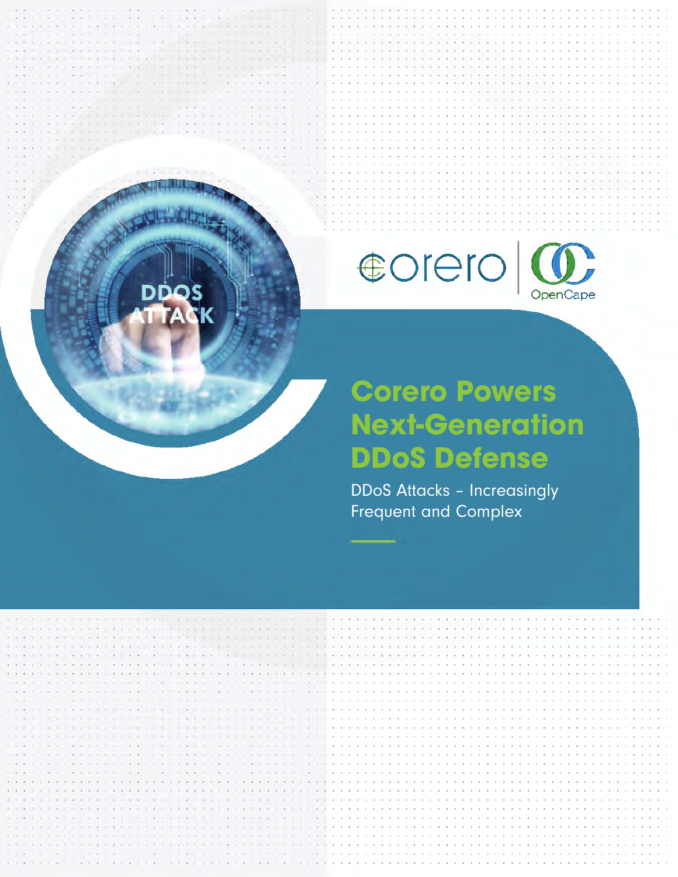# Corero Powers Next-Generation DDoS Defense

DDoS Attacks – Increasingly Frequent and Complex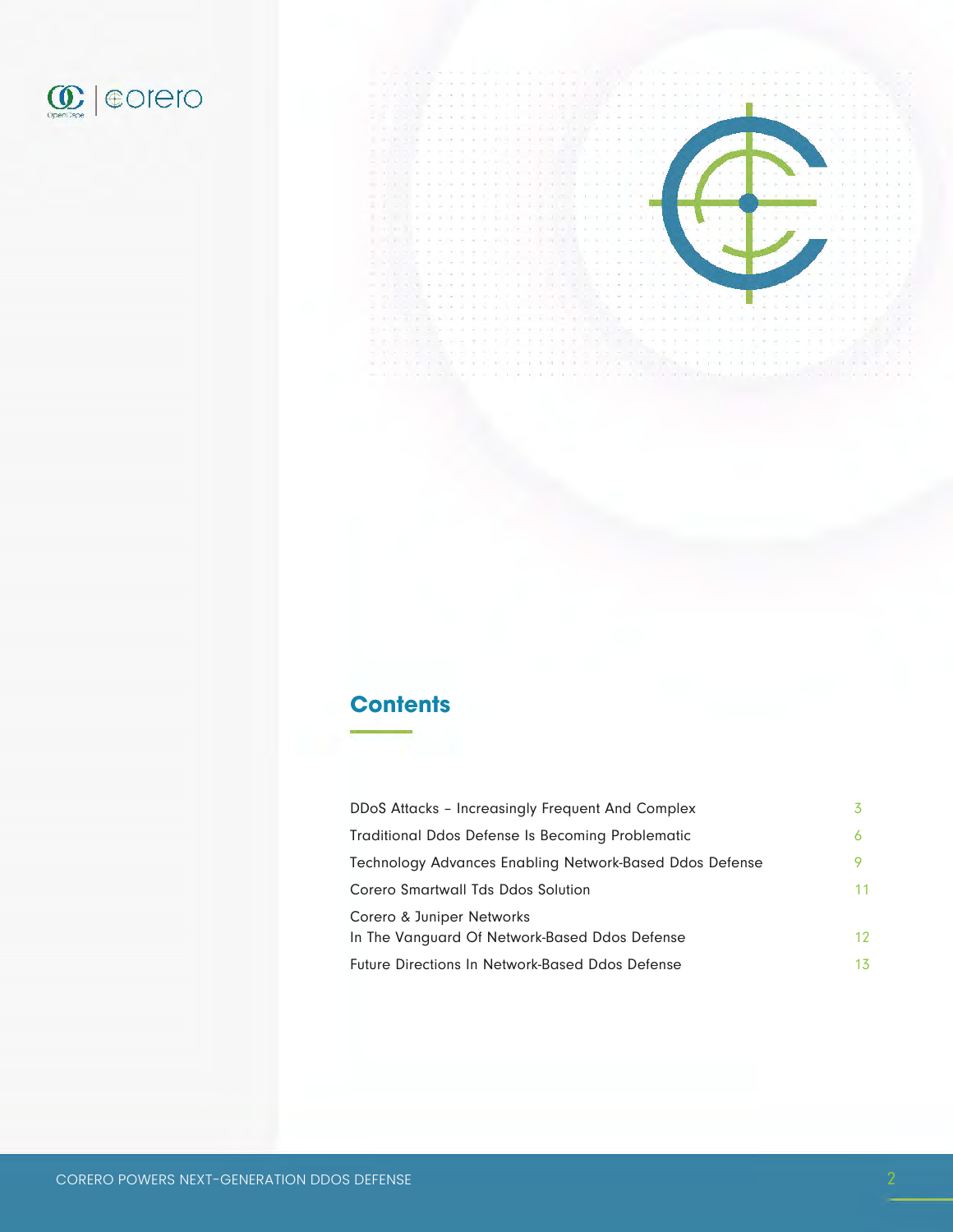## Contents

| | |
|---|---|
| DDoS Attacks – Increasingly Frequent And Complex | 3 |
| Traditional Ddos Defense Is Becoming Problematic | 6 |
| Technology Advances Enabling Network-Based Ddos Defense | 9 |
| Corero Smartwall Tds Ddos Solution | 11 |
| Corero & Juniper Networks In The Vanguard Of Network-Based Ddos Defense | 12 |
| Future Directions In Network-Based Ddos Defense | 13 |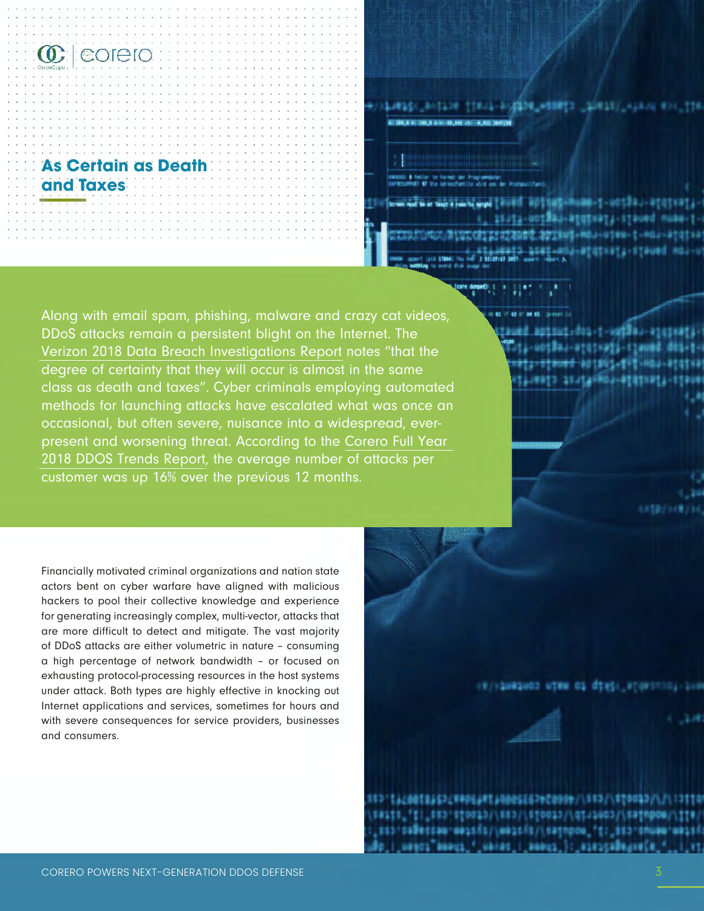## As Certain as Death and Taxes

Along with email spam, phishing, malware and crazy cat videos, DDoS attacks remain a persistent blight on the Internet. The Verizon 2018 Data Breach Investigations Report notes "that the degree of certainty that they will occur is almost in the same class as death and taxes". Cyber criminals employing automated methods for launching attacks have escalated what was once an occasional, but often severe, nuisance into a widespread, ever-present and worsening threat. According to the Corero Full Year 2018 DDOS Trends Report, the average number of attacks per customer was up 16% over the previous 12 months.

Financially motivated criminal organizations and nation state actors bent on cyber warfare have aligned with malicious hackers to pool their collective knowledge and experience for generating increasingly complex, multi-vector, attacks that are more difficult to detect and mitigate. The vast majority of DDoS attacks are either volumetric in nature – consuming a high percentage of network bandwidth – or focused on exhausting protocol-processing resources in the host systems under attack. Both types are highly effective in knocking out Internet applications and services, sometimes for hours and with severe consequences for service providers, businesses and consumers.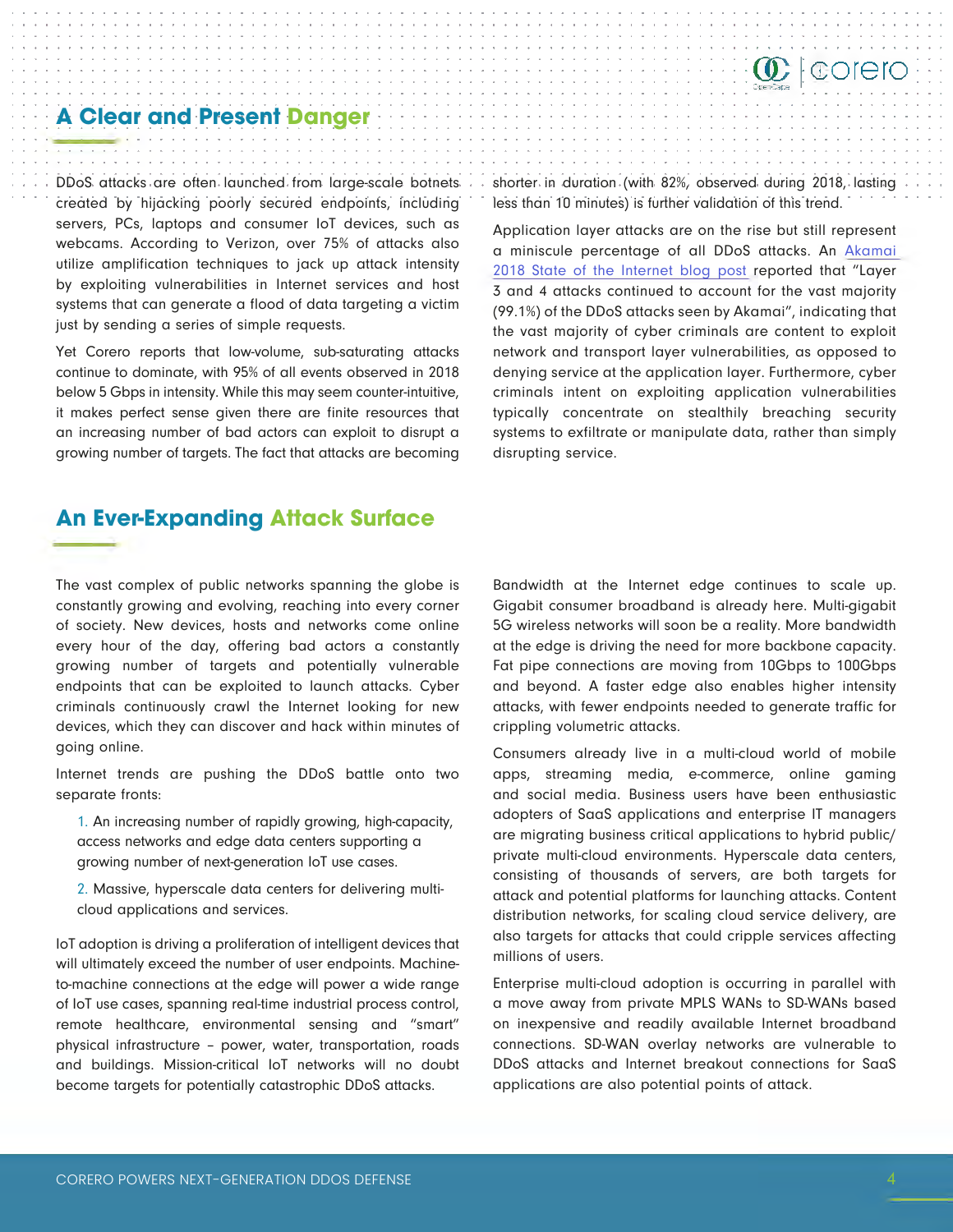## A Clear and Present Danger

DDoS attacks are often launched from large-scale botnets created by hijacking poorly secured endpoints, including servers, PCs, laptops and consumer IoT devices, such as webcams. According to Verizon, over 75% of attacks also utilize amplification techniques to jack up attack intensity by exploiting vulnerabilities in Internet services and host systems that can generate a flood of data targeting a victim just by sending a series of simple requests.

Yet Corero reports that low-volume, sub-saturating attacks continue to dominate, with 95% of all events observed in 2018 below 5 Gbps in intensity. While this may seem counter-intuitive, it makes perfect sense given there are finite resources that an increasing number of bad actors can exploit to disrupt a growing number of targets. The fact that attacks are becoming shorter in duration (with 82%, observed during 2018, lasting less than 10 minutes) is further validation of this trend.

Application layer attacks are on the rise but still represent a miniscule percentage of all DDoS attacks. An Akamai 2018 State of the Internet blog post reported that "Layer 3 and 4 attacks continued to account for the vast majority (99.1%) of the DDoS attacks seen by Akamai", indicating that the vast majority of cyber criminals are content to exploit network and transport layer vulnerabilities, as opposed to denying service at the application layer. Furthermore, cyber criminals intent on exploiting application vulnerabilities typically concentrate on stealthily breaching security systems to exfiltrate or manipulate data, rather than simply disrupting service.

## An Ever-Expanding Attack Surface

The vast complex of public networks spanning the globe is constantly growing and evolving, reaching into every corner of society. New devices, hosts and networks come online every hour of the day, offering bad actors a constantly growing number of targets and potentially vulnerable endpoints that can be exploited to launch attacks. Cyber criminals continuously crawl the Internet looking for new devices, which they can discover and hack within minutes of going online.

Internet trends are pushing the DDoS battle onto two separate fronts:

1. An increasing number of rapidly growing, high-capacity, access networks and edge data centers supporting a growing number of next-generation IoT use cases.
2. Massive, hyperscale data centers for delivering multi-cloud applications and services.

IoT adoption is driving a proliferation of intelligent devices that will ultimately exceed the number of user endpoints. Machine-to-machine connections at the edge will power a wide range of IoT use cases, spanning real-time industrial process control, remote healthcare, environmental sensing and "smart" physical infrastructure – power, water, transportation, roads and buildings. Mission-critical IoT networks will no doubt become targets for potentially catastrophic DDoS attacks.

Bandwidth at the Internet edge continues to scale up. Gigabit consumer broadband is already here. Multi-gigabit 5G wireless networks will soon be a reality. More bandwidth at the edge is driving the need for more backbone capacity. Fat pipe connections are moving from 10Gbps to 100Gbps and beyond. A faster edge also enables higher intensity attacks, with fewer endpoints needed to generate traffic for crippling volumetric attacks.

Consumers already live in a multi-cloud world of mobile apps, streaming media, e-commerce, online gaming and social media. Business users have been enthusiastic adopters of SaaS applications and enterprise IT managers are migrating business critical applications to hybrid public/private multi-cloud environments. Hyperscale data centers, consisting of thousands of servers, are both targets for attack and potential platforms for launching attacks. Content distribution networks, for scaling cloud service delivery, are also targets for attacks that could cripple services affecting millions of users.

Enterprise multi-cloud adoption is occurring in parallel with a move away from private MPLS WANs to SD-WANs based on inexpensive and readily available Internet broadband connections. SD-WAN overlay networks are vulnerable to DDoS attacks and Internet breakout connections for SaaS applications are also potential points of attack.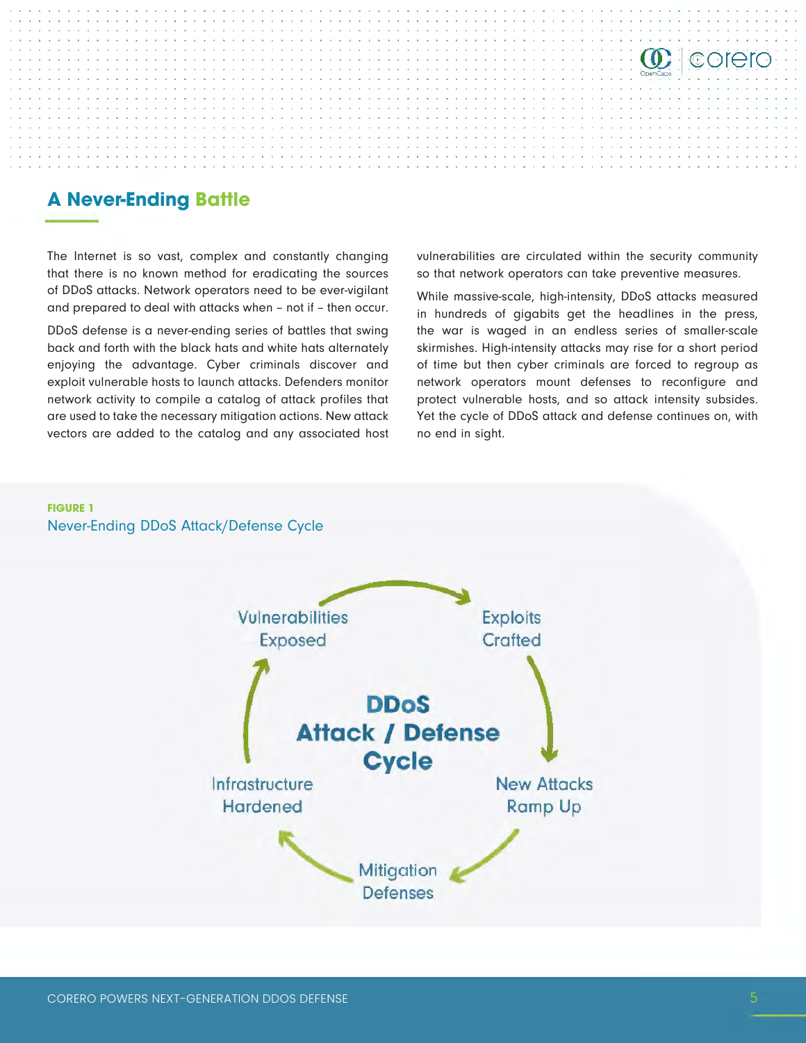## A Never-Ending Battle

The Internet is so vast, complex and constantly changing that there is no known method for eradicating the sources of DDoS attacks. Network operators need to be ever-vigilant and prepared to deal with attacks when – not if – then occur.

DDoS defense is a never-ending series of battles that swing back and forth with the black hats and white hats alternately enjoying the advantage. Cyber criminals discover and exploit vulnerable hosts to launch attacks. Defenders monitor network activity to compile a catalog of attack profiles that are used to take the necessary mitigation actions. New attack vectors are added to the catalog and any associated host vulnerabilities are circulated within the security community so that network operators can take preventive measures.

While massive-scale, high-intensity, DDoS attacks measured in hundreds of gigabits get the headlines in the press, the war is waged in an endless series of smaller-scale skirmishes. High-intensity attacks may rise for a short period of time but then cyber criminals are forced to regroup as network operators mount defenses to reconfigure and protect vulnerable hosts, and so attack intensity subsides. Yet the cycle of DDoS attack and defense continues on, with no end in sight.

**FIGURE 1**
Never-Ending DDoS Attack/Defense Cycle

**DDoS Attack / Defense Cycle**

- Vulnerabilities Exposed
- Exploits Crafted
- New Attacks Ramp Up
- Mitigation Defenses
- Infrastructure Hardened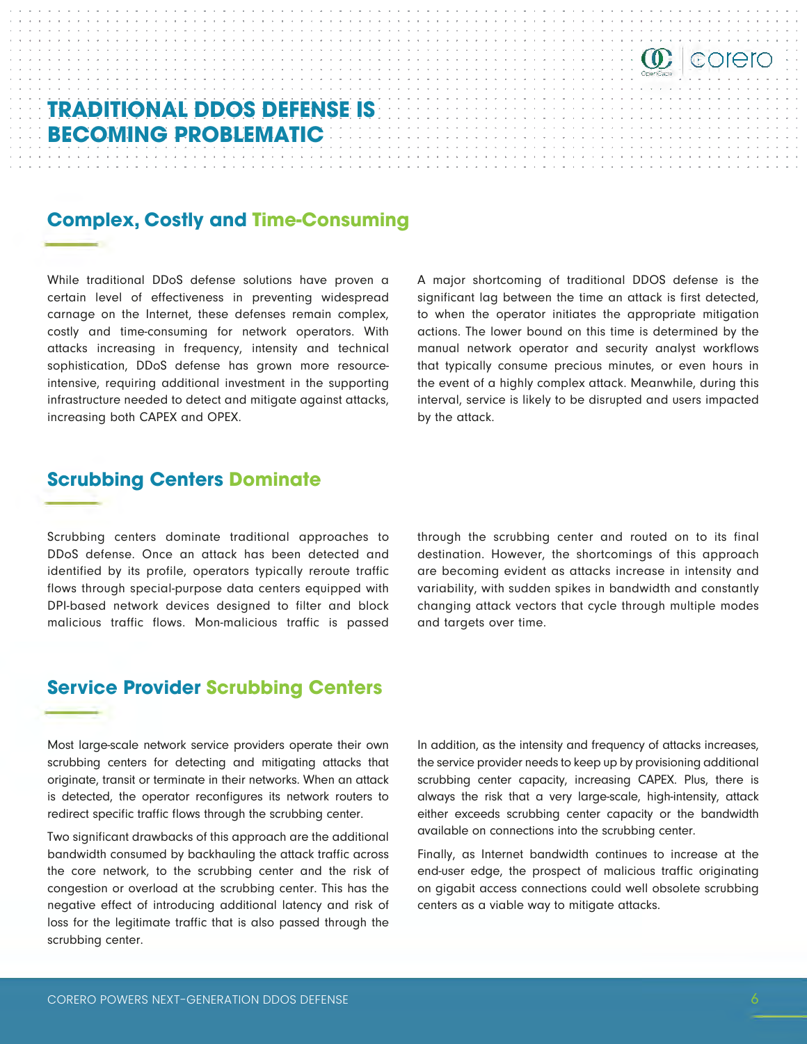# TRADITIONAL DDOS DEFENSE IS BECOMING PROBLEMATIC

## Complex, Costly and Time-Consuming

While traditional DDoS defense solutions have proven a certain level of effectiveness in preventing widespread carnage on the Internet, these defenses remain complex, costly and time-consuming for network operators. With attacks increasing in frequency, intensity and technical sophistication, DDoS defense has grown more resource-intensive, requiring additional investment in the supporting infrastructure needed to detect and mitigate against attacks, increasing both CAPEX and OPEX.

A major shortcoming of traditional DDOS defense is the significant lag between the time an attack is first detected, to when the operator initiates the appropriate mitigation actions. The lower bound on this time is determined by the manual network operator and security analyst workflows that typically consume precious minutes, or even hours in the event of a highly complex attack. Meanwhile, during this interval, service is likely to be disrupted and users impacted by the attack.

## Scrubbing Centers Dominate

Scrubbing centers dominate traditional approaches to DDoS defense. Once an attack has been detected and identified by its profile, operators typically reroute traffic flows through special-purpose data centers equipped with DPI-based network devices designed to filter and block malicious traffic flows. Mon-malicious traffic is passed through the scrubbing center and routed on to its final destination. However, the shortcomings of this approach are becoming evident as attacks increase in intensity and variability, with sudden spikes in bandwidth and constantly changing attack vectors that cycle through multiple modes and targets over time.

## Service Provider Scrubbing Centers

Most large-scale network service providers operate their own scrubbing centers for detecting and mitigating attacks that originate, transit or terminate in their networks. When an attack is detected, the operator reconfigures its network routers to redirect specific traffic flows through the scrubbing center.

Two significant drawbacks of this approach are the additional bandwidth consumed by backhauling the attack traffic across the core network, to the scrubbing center and the risk of congestion or overload at the scrubbing center. This has the negative effect of introducing additional latency and risk of loss for the legitimate traffic that is also passed through the scrubbing center.

In addition, as the intensity and frequency of attacks increases, the service provider needs to keep up by provisioning additional scrubbing center capacity, increasing CAPEX. Plus, there is always the risk that a very large-scale, high-intensity, attack either exceeds scrubbing center capacity or the bandwidth available on connections into the scrubbing center.

Finally, as Internet bandwidth continues to increase at the end-user edge, the prospect of malicious traffic originating on gigabit access connections could well obsolete scrubbing centers as a viable way to mitigate attacks.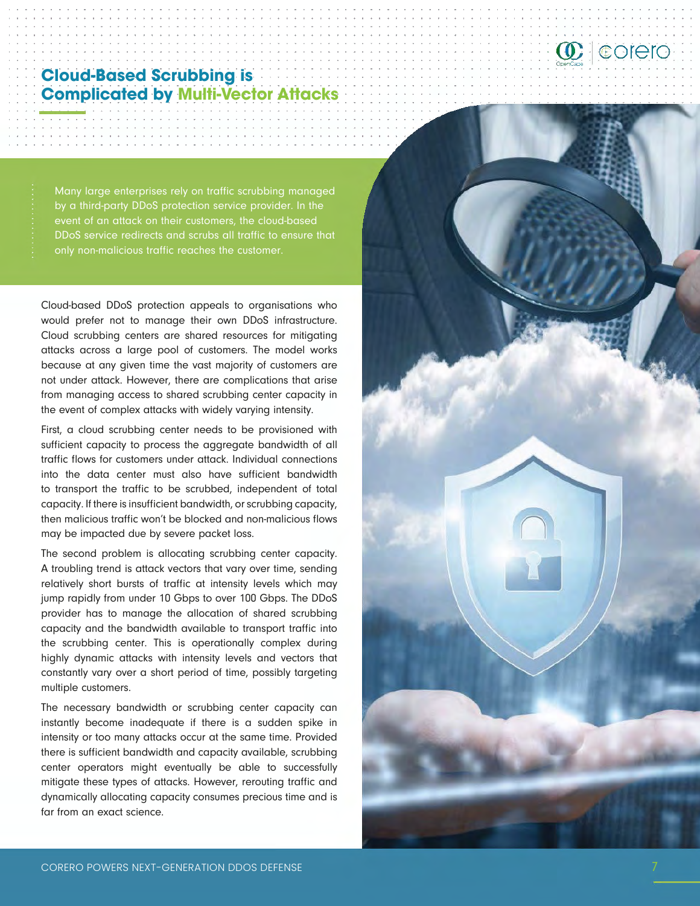# Cloud-Based Scrubbing is Complicated by Multi-Vector Attacks

Many large enterprises rely on traffic scrubbing managed by a third-party DDoS protection service provider. In the event of an attack on their customers, the cloud-based DDoS service redirects and scrubs all traffic to ensure that only non-malicious traffic reaches the customer.

Cloud-based DDoS protection appeals to organisations who would prefer not to manage their own DDoS infrastructure. Cloud scrubbing centers are shared resources for mitigating attacks across a large pool of customers. The model works because at any given time the vast majority of customers are not under attack. However, there are complications that arise from managing access to shared scrubbing center capacity in the event of complex attacks with widely varying intensity.

First, a cloud scrubbing center needs to be provisioned with sufficient capacity to process the aggregate bandwidth of all traffic flows for customers under attack. Individual connections into the data center must also have sufficient bandwidth to transport the traffic to be scrubbed, independent of total capacity. If there is insufficient bandwidth, or scrubbing capacity, then malicious traffic won't be blocked and non-malicious flows may be impacted due by severe packet loss.

The second problem is allocating scrubbing center capacity. A troubling trend is attack vectors that vary over time, sending relatively short bursts of traffic at intensity levels which may jump rapidly from under 10 Gbps to over 100 Gbps. The DDoS provider has to manage the allocation of shared scrubbing capacity and the bandwidth available to transport traffic into the scrubbing center. This is operationally complex during highly dynamic attacks with intensity levels and vectors that constantly vary over a short period of time, possibly targeting multiple customers.

The necessary bandwidth or scrubbing center capacity can instantly become inadequate if there is a sudden spike in intensity or too many attacks occur at the same time. Provided there is sufficient bandwidth and capacity available, scrubbing center operators might eventually be able to successfully mitigate these types of attacks. However, rerouting traffic and dynamically allocating capacity consumes precious time and is far from an exact science.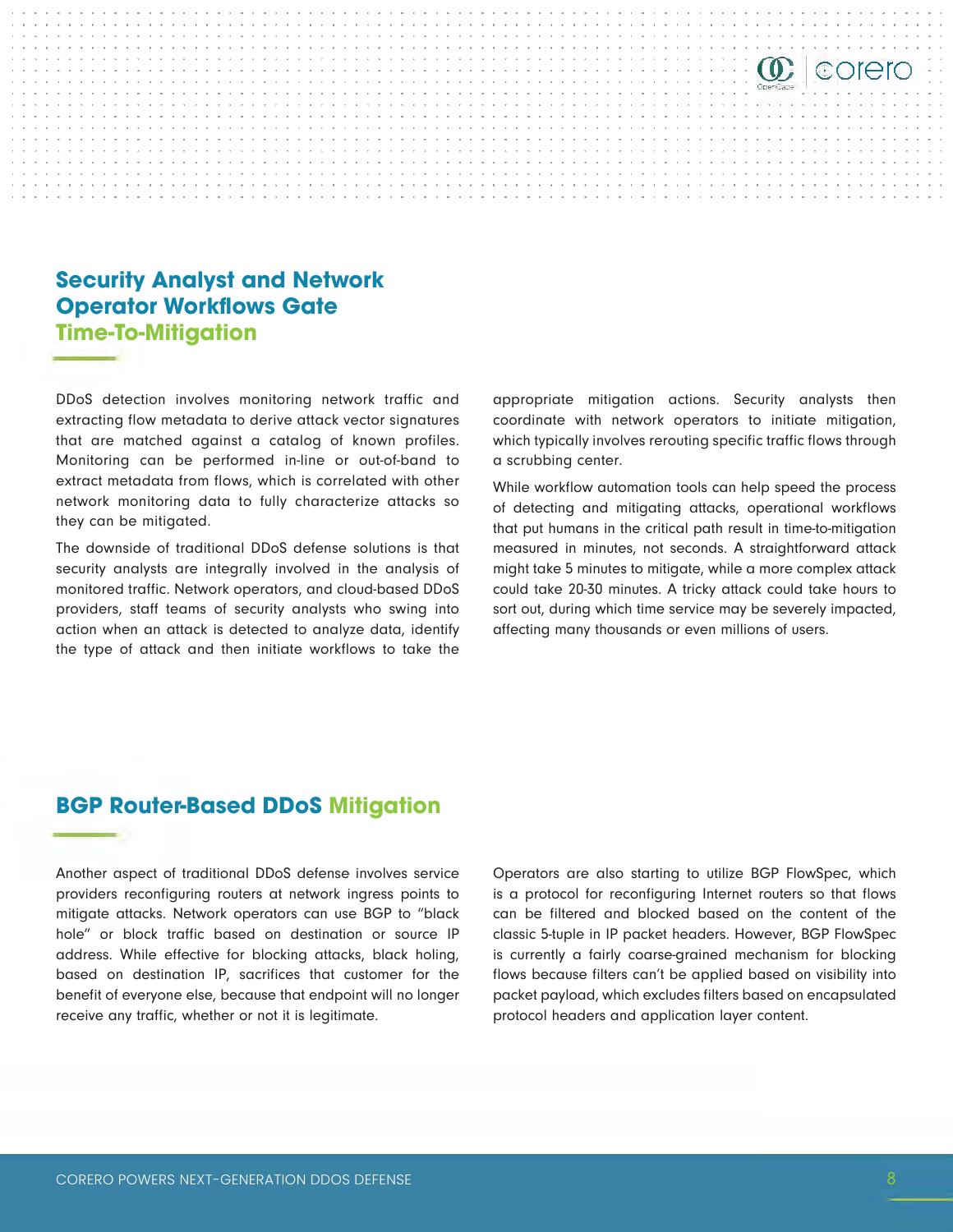## Security Analyst and Network Operator Workflows Gate Time-To-Mitigation

DDoS detection involves monitoring network traffic and extracting flow metadata to derive attack vector signatures that are matched against a catalog of known profiles. Monitoring can be performed in-line or out-of-band to extract metadata from flows, which is correlated with other network monitoring data to fully characterize attacks so they can be mitigated.

The downside of traditional DDoS defense solutions is that security analysts are integrally involved in the analysis of monitored traffic. Network operators, and cloud-based DDoS providers, staff teams of security analysts who swing into action when an attack is detected to analyze data, identify the type of attack and then initiate workflows to take the appropriate mitigation actions. Security analysts then coordinate with network operators to initiate mitigation, which typically involves rerouting specific traffic flows through a scrubbing center.

While workflow automation tools can help speed the process of detecting and mitigating attacks, operational workflows that put humans in the critical path result in time-to-mitigation measured in minutes, not seconds. A straightforward attack might take 5 minutes to mitigate, while a more complex attack could take 20-30 minutes. A tricky attack could take hours to sort out, during which time service may be severely impacted, affecting many thousands or even millions of users.

## BGP Router-Based DDoS Mitigation

Another aspect of traditional DDoS defense involves service providers reconfiguring routers at network ingress points to mitigate attacks. Network operators can use BGP to "black hole" or block traffic based on destination or source IP address. While effective for blocking attacks, black holing, based on destination IP, sacrifices that customer for the benefit of everyone else, because that endpoint will no longer receive any traffic, whether or not it is legitimate.

Operators are also starting to utilize BGP FlowSpec, which is a protocol for reconfiguring Internet routers so that flows can be filtered and blocked based on the content of the classic 5-tuple in IP packet headers. However, BGP FlowSpec is currently a fairly coarse-grained mechanism for blocking flows because filters can't be applied based on visibility into packet payload, which excludes filters based on encapsulated protocol headers and application layer content.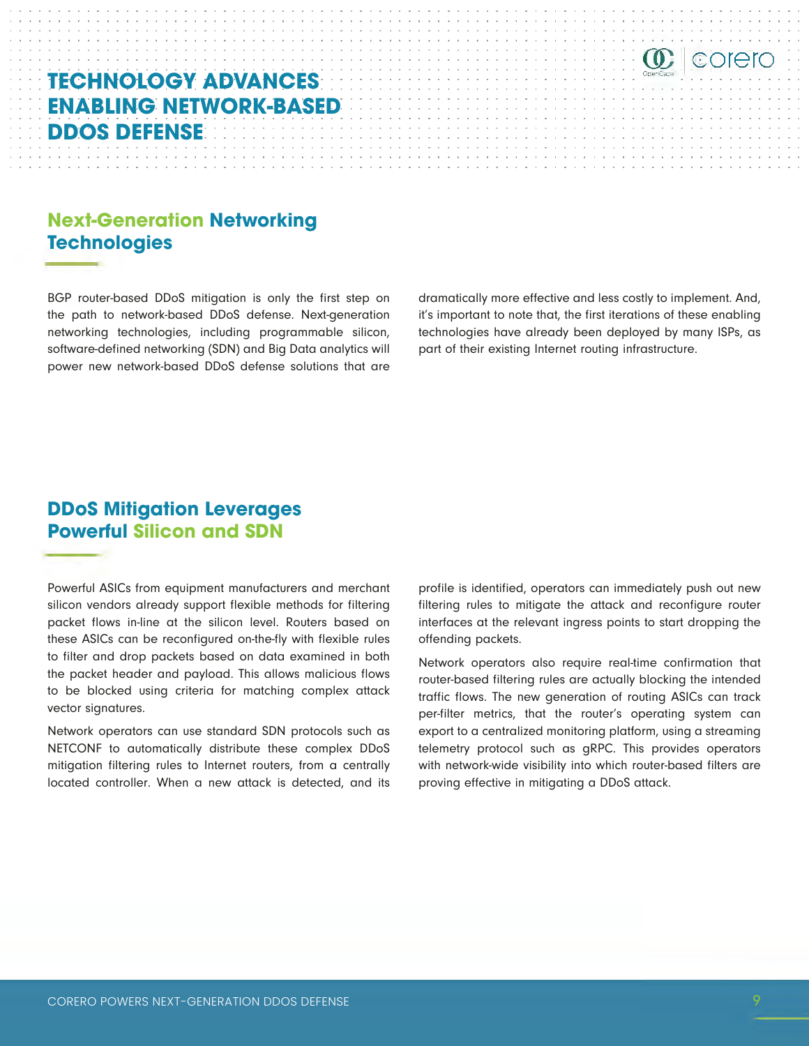# TECHNOLOGY ADVANCES ENABLING NETWORK-BASED DDOS DEFENSE

## Next-Generation Networking Technologies

BGP router-based DDoS mitigation is only the first step on the path to network-based DDoS defense. Next-generation networking technologies, including programmable silicon, software-defined networking (SDN) and Big Data analytics will power new network-based DDoS defense solutions that are dramatically more effective and less costly to implement. And, it's important to note that, the first iterations of these enabling technologies have already been deployed by many ISPs, as part of their existing Internet routing infrastructure.

## DDoS Mitigation Leverages Powerful Silicon and SDN

Powerful ASICs from equipment manufacturers and merchant silicon vendors already support flexible methods for filtering packet flows in-line at the silicon level. Routers based on these ASICs can be reconfigured on-the-fly with flexible rules to filter and drop packets based on data examined in both the packet header and payload. This allows malicious flows to be blocked using criteria for matching complex attack vector signatures.

Network operators can use standard SDN protocols such as NETCONF to automatically distribute these complex DDoS mitigation filtering rules to Internet routers, from a centrally located controller. When a new attack is detected, and its profile is identified, operators can immediately push out new filtering rules to mitigate the attack and reconfigure router interfaces at the relevant ingress points to start dropping the offending packets.

Network operators also require real-time confirmation that router-based filtering rules are actually blocking the intended traffic flows. The new generation of routing ASICs can track per-filter metrics, that the router's operating system can export to a centralized monitoring platform, using a streaming telemetry protocol such as gRPC. This provides operators with network-wide visibility into which router-based filters are proving effective in mitigating a DDoS attack.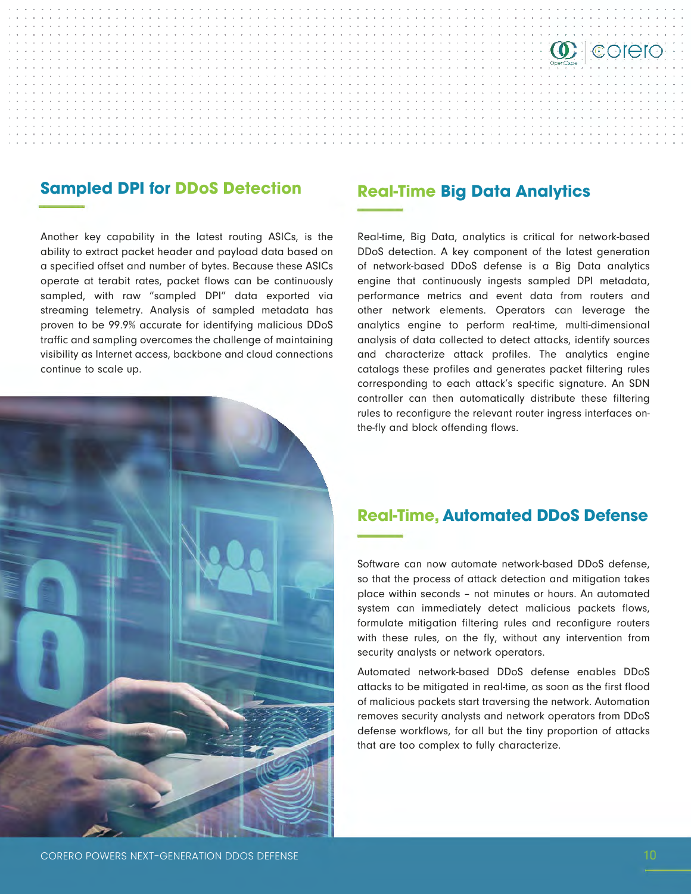## Sampled DPI for DDoS Detection

Another key capability in the latest routing ASICs, is the ability to extract packet header and payload data based on a specified offset and number of bytes. Because these ASICs operate at terabit rates, packet flows can be continuously sampled, with raw "sampled DPI" data exported via streaming telemetry. Analysis of sampled metadata has proven to be 99.9% accurate for identifying malicious DDoS traffic and sampling overcomes the challenge of maintaining visibility as Internet access, backbone and cloud connections continue to scale up.

## Real-Time Big Data Analytics

Real-time, Big Data, analytics is critical for network-based DDoS detection. A key component of the latest generation of network-based DDoS defense is a Big Data analytics engine that continuously ingests sampled DPI metadata, performance metrics and event data from routers and other network elements. Operators can leverage the analytics engine to perform real-time, multi-dimensional analysis of data collected to detect attacks, identify sources and characterize attack profiles. The analytics engine catalogs these profiles and generates packet filtering rules corresponding to each attack's specific signature. An SDN controller can then automatically distribute these filtering rules to reconfigure the relevant router ingress interfaces on-the-fly and block offending flows.

## Real-Time, Automated DDoS Defense

Software can now automate network-based DDoS defense, so that the process of attack detection and mitigation takes place within seconds – not minutes or hours. An automated system can immediately detect malicious packets flows, formulate mitigation filtering rules and reconfigure routers with these rules, on the fly, without any intervention from security analysts or network operators.

Automated network-based DDoS defense enables DDoS attacks to be mitigated in real-time, as soon as the first flood of malicious packets start traversing the network. Automation removes security analysts and network operators from DDoS defense workflows, for all but the tiny proportion of attacks that are too complex to fully characterize.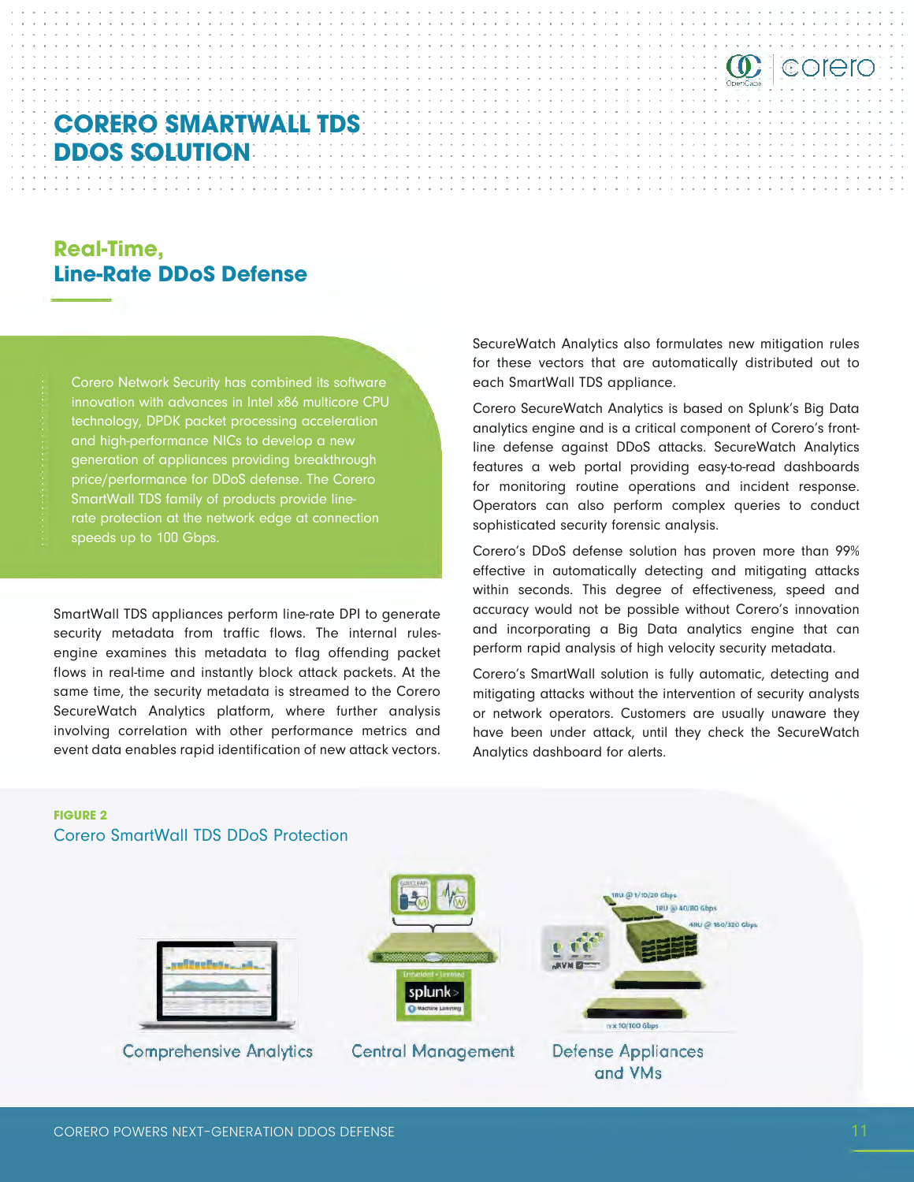# CORERO SMARTWALL TDS DDOS SOLUTION

## Real-Time, Line-Rate DDoS Defense

Corero Network Security has combined its software innovation with advances in Intel x86 multicore CPU technology, DPDK packet processing acceleration and high-performance NICs to develop a new generation of appliances providing breakthrough price/performance for DDoS defense. The Corero SmartWall TDS family of products provide line-rate protection at the network edge at connection speeds up to 100 Gbps.

SmartWall TDS appliances perform line-rate DPI to generate security metadata from traffic flows. The internal rules-engine examines this metadata to flag offending packet flows in real-time and instantly block attack packets. At the same time, the security metadata is streamed to the Corero SecureWatch Analytics platform, where further analysis involving correlation with other performance metrics and event data enables rapid identification of new attack vectors.

SecureWatch Analytics also formulates new mitigation rules for these vectors that are automatically distributed out to each SmartWall TDS appliance.

Corero SecureWatch Analytics is based on Splunk's Big Data analytics engine and is a critical component of Corero's front-line defense against DDoS attacks. SecureWatch Analytics features a web portal providing easy-to-read dashboards for monitoring routine operations and incident response. Operators can also perform complex queries to conduct sophisticated security forensic analysis.

Corero's DDoS defense solution has proven more than 99% effective in automatically detecting and mitigating attacks within seconds. This degree of effectiveness, speed and accuracy would not be possible without Corero's innovation and incorporating a Big Data analytics engine that can perform rapid analysis of high velocity security metadata.

Corero's SmartWall solution is fully automatic, detecting and mitigating attacks without the intervention of security analysts or network operators. Customers are usually unaware they have been under attack, until they check the SecureWatch Analytics dashboard for alerts.

**FIGURE 2**

Corero SmartWall TDS DDoS Protection

Comprehensive Analytics — Central Management — Defense Appliances and VMs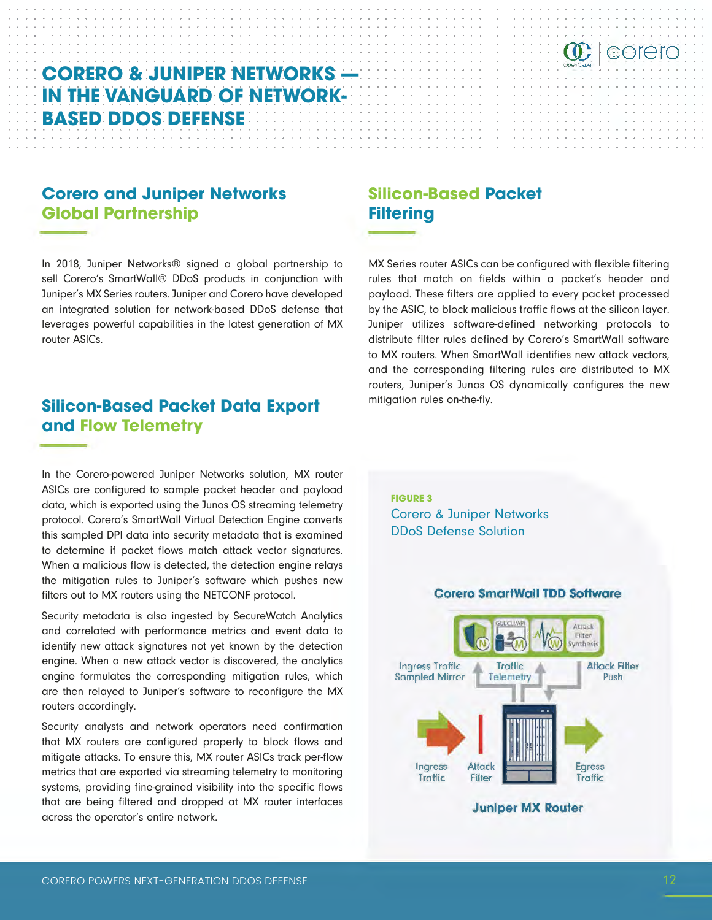# CORERO & JUNIPER NETWORKS — IN THE VANGUARD OF NETWORK-BASED DDOS DEFENSE

## Corero and Juniper Networks Global Partnership

In 2018, Juniper Networks® signed a global partnership to sell Corero's SmartWall® DDoS products in conjunction with Juniper's MX Series routers. Juniper and Corero have developed an integrated solution for network-based DDoS defense that leverages powerful capabilities in the latest generation of MX router ASICs.

## Silicon-Based Packet Data Export and Flow Telemetry

In the Corero-powered Juniper Networks solution, MX router ASICs are configured to sample packet header and payload data, which is exported using the Junos OS streaming telemetry protocol. Corero's SmartWall Virtual Detection Engine converts this sampled DPI data into security metadata that is examined to determine if packet flows match attack vector signatures. When a malicious flow is detected, the detection engine relays the mitigation rules to Juniper's software which pushes new filters out to MX routers using the NETCONF protocol.

Security metadata is also ingested by SecureWatch Analytics and correlated with performance metrics and event data to identify new attack signatures not yet known by the detection engine. When a new attack vector is discovered, the analytics engine formulates the corresponding mitigation rules, which are then relayed to Juniper's software to reconfigure the MX routers accordingly.

Security analysts and network operators need confirmation that MX routers are configured properly to block flows and mitigate attacks. To ensure this, MX router ASICs track per-flow metrics that are exported via streaming telemetry to monitoring systems, providing fine-grained visibility into the specific flows that are being filtered and dropped at MX router interfaces across the operator's entire network.

## Silicon-Based Packet Filtering

MX Series router ASICs can be configured with flexible filtering rules that match on fields within a packet's header and payload. These filters are applied to every packet processed by the ASIC, to block malicious traffic flows at the silicon layer. Juniper utilizes software-defined networking protocols to distribute filter rules defined by Corero's SmartWall software to MX routers. When SmartWall identifies new attack vectors, and the corresponding filtering rules are distributed to MX routers, Juniper's Junos OS dynamically configures the new mitigation rules on-the-fly.

**FIGURE 3**
Corero & Juniper Networks DDoS Defense Solution

Corero SmartWall TDD Software

GUI/CLI/API · Attack Filter Synthesis

Ingress Traffic Sampled Mirror · Traffic Telemetry · Attack Filter Push

Ingress Traffic · Attack Filter · Egress Traffic

Juniper MX Router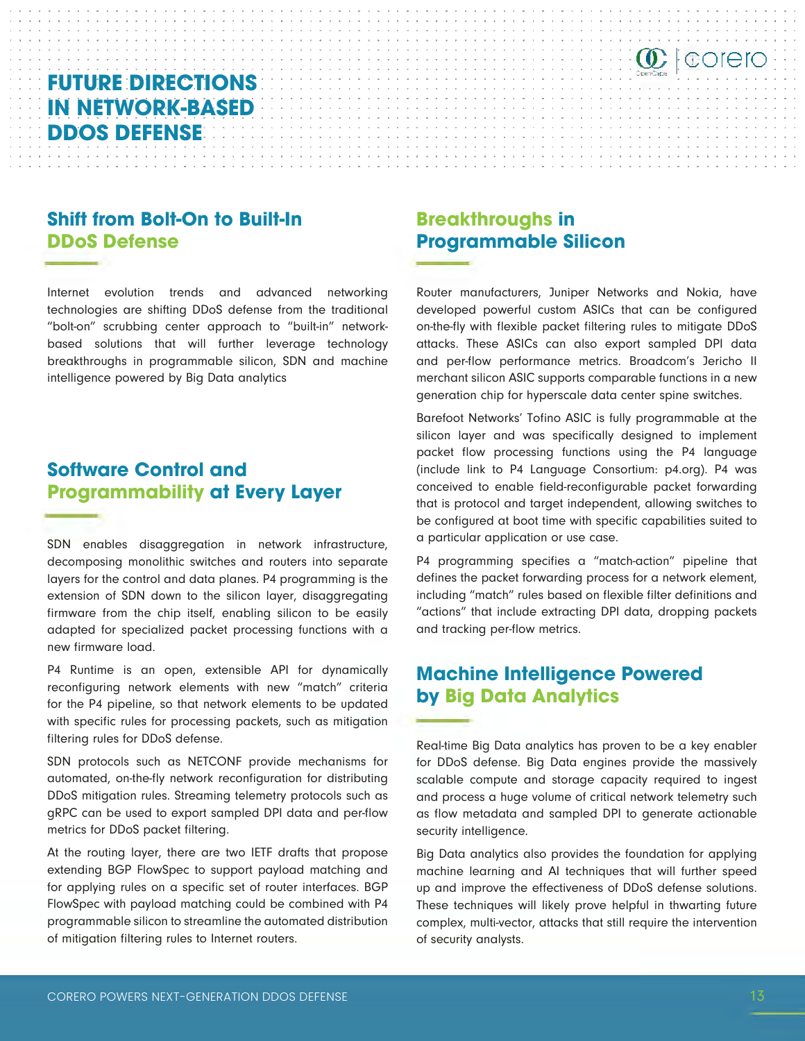# FUTURE DIRECTIONS IN NETWORK-BASED DDOS DEFENSE

## Shift from Bolt-On to Built-In DDoS Defense

Internet evolution trends and advanced networking technologies are shifting DDoS defense from the traditional "bolt-on" scrubbing center approach to "built-in" network-based solutions that will further leverage technology breakthroughs in programmable silicon, SDN and machine intelligence powered by Big Data analytics

## Software Control and Programmability at Every Layer

SDN enables disaggregation in network infrastructure, decomposing monolithic switches and routers into separate layers for the control and data planes. P4 programming is the extension of SDN down to the silicon layer, disaggregating firmware from the chip itself, enabling silicon to be easily adapted for specialized packet processing functions with a new firmware load.

P4 Runtime is an open, extensible API for dynamically reconfiguring network elements with new "match" criteria for the P4 pipeline, so that network elements to be updated with specific rules for processing packets, such as mitigation filtering rules for DDoS defense.

SDN protocols such as NETCONF provide mechanisms for automated, on-the-fly network reconfiguration for distributing DDoS mitigation rules. Streaming telemetry protocols such as gRPC can be used to export sampled DPI data and per-flow metrics for DDoS packet filtering.

At the routing layer, there are two IETF drafts that propose extending BGP FlowSpec to support payload matching and for applying rules on a specific set of router interfaces. BGP FlowSpec with payload matching could be combined with P4 programmable silicon to streamline the automated distribution of mitigation filtering rules to Internet routers.

## Breakthroughs in Programmable Silicon

Router manufacturers, Juniper Networks and Nokia, have developed powerful custom ASICs that can be configured on-the-fly with flexible packet filtering rules to mitigate DDoS attacks. These ASICs can also export sampled DPI data and per-flow performance metrics. Broadcom's Jericho II merchant silicon ASIC supports comparable functions in a new generation chip for hyperscale data center spine switches.

Barefoot Networks' Tofino ASIC is fully programmable at the silicon layer and was specifically designed to implement packet flow processing functions using the P4 language (include link to P4 Language Consortium: p4.org). P4 was conceived to enable field-reconfigurable packet forwarding that is protocol and target independent, allowing switches to be configured at boot time with specific capabilities suited to a particular application or use case.

P4 programming specifies a "match-action" pipeline that defines the packet forwarding process for a network element, including "match" rules based on flexible filter definitions and "actions" that include extracting DPI data, dropping packets and tracking per-flow metrics.

## Machine Intelligence Powered by Big Data Analytics

Real-time Big Data analytics has proven to be a key enabler for DDoS defense. Big Data engines provide the massively scalable compute and storage capacity required to ingest and process a huge volume of critical network telemetry such as flow metadata and sampled DPI to generate actionable security intelligence.

Big Data analytics also provides the foundation for applying machine learning and AI techniques that will further speed up and improve the effectiveness of DDoS defense solutions. These techniques will likely prove helpful in thwarting future complex, multi-vector, attacks that still require the intervention of security analysts.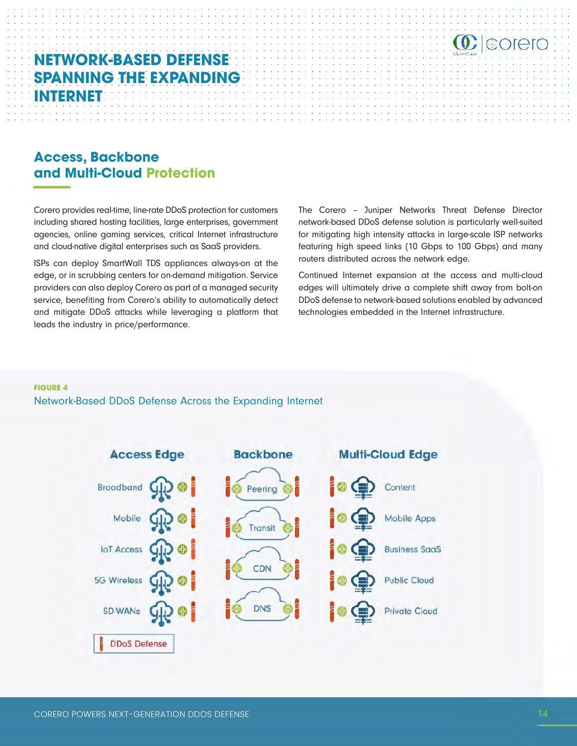# NETWORK-BASED DEFENSE SPANNING THE EXPANDING INTERNET

## Access, Backbone and Multi-Cloud Protection

Corero provides real-time, line-rate DDoS protection for customers including shared hosting facilities, large enterprises, government agencies, online gaming services, critical Internet infrastructure and cloud-native digital enterprises such as SaaS providers.

ISPs can deploy SmartWall TDS appliances always-on at the edge, or in scrubbing centers for on-demand mitigation. Service providers can also deploy Corero as part of a managed security service, benefiting from Corero's ability to automatically detect and mitigate DDoS attacks while leveraging a platform that leads the industry in price/performance.

The Corero – Juniper Networks Threat Defense Director network-based DDoS defense solution is particularly well-suited for mitigating high intensity attacks in large-scale ISP networks featuring high speed links (10 Gbps to 100 Gbps) and many routers distributed across the network edge.

Continued Internet expansion at the access and multi-cloud edges will ultimately drive a complete shift away from bolt-on DDoS defense to network-based solutions enabled by advanced technologies embedded in the Internet infrastructure.

**FIGURE 4**

Network-Based DDoS Defense Across the Expanding Internet

| Access Edge | Backbone | Multi-Cloud Edge |
| --- | --- | --- |
| Broadband | Peering | Content |
| Mobile | Transit | Mobile Apps |
| IoT Access | CDN | Business SaaS |
| 5G Wireless | DNS | Public Cloud |
| SD-WANs | | Private Cloud |

DDoS Defense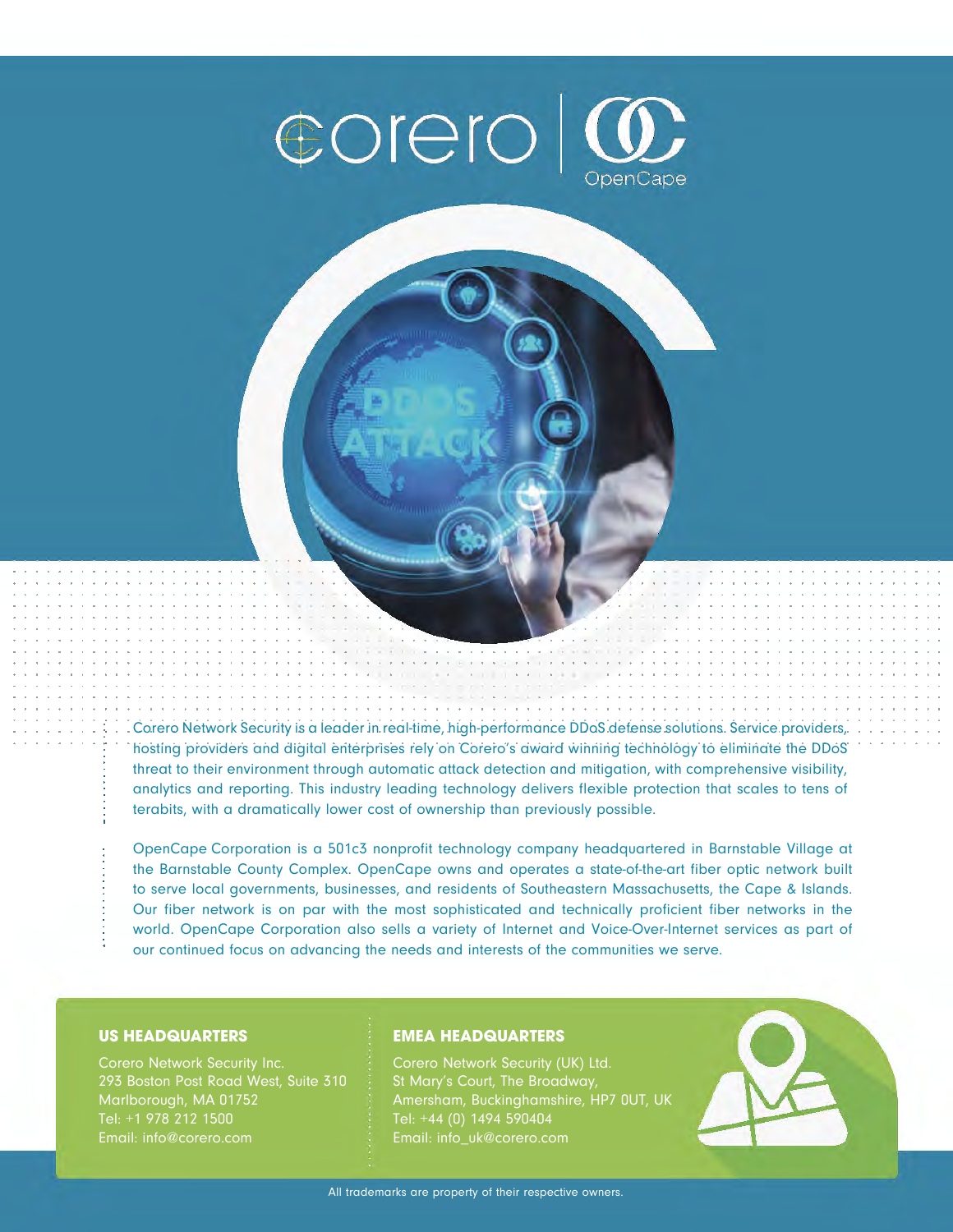Corero Network Security is a leader in real-time, high-performance DDoS defense solutions. Service providers, hosting providers and digital enterprises rely on Corero's award winning technology to eliminate the DDoS threat to their environment through automatic attack detection and mitigation, with comprehensive visibility, analytics and reporting. This industry leading technology delivers flexible protection that scales to tens of terabits, with a dramatically lower cost of ownership than previously possible.

OpenCape Corporation is a 501c3 nonprofit technology company headquartered in Barnstable Village at the Barnstable County Complex. OpenCape owns and operates a state-of-the-art fiber optic network built to serve local governments, businesses, and residents of Southeastern Massachusetts, the Cape & Islands. Our fiber network is on par with the most sophisticated and technically proficient fiber networks in the world. OpenCape Corporation also sells a variety of Internet and Voice-Over-Internet services as part of our continued focus on advancing the needs and interests of the communities we serve.

**US HEADQUARTERS**

Corero Network Security Inc.
293 Boston Post Road West, Suite 310
Marlborough, MA 01752
Tel: +1 978 212 1500
Email: info@corero.com

**EMEA HEADQUARTERS**

Corero Network Security (UK) Ltd.
St Mary's Court, The Broadway,
Amersham, Buckinghamshire, HP7 0UT, UK
Tel: +44 (0) 1494 590404
Email: info_uk@corero.com

All trademarks are property of their respective owners.